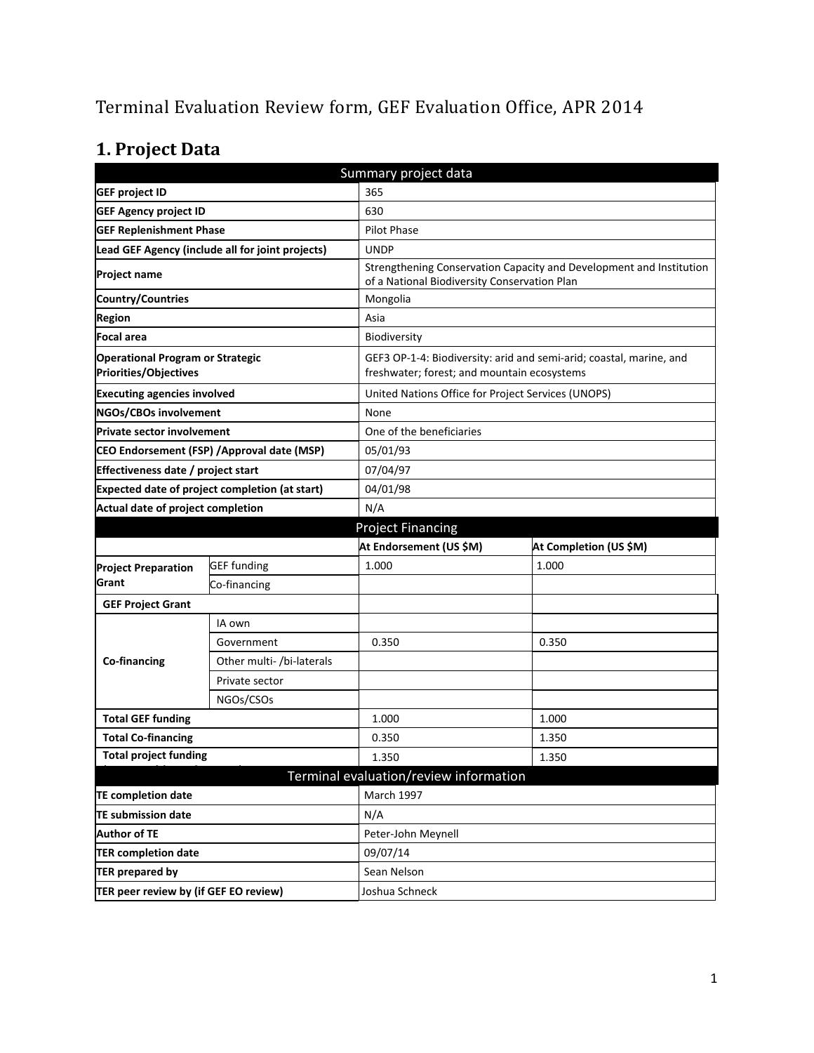Terminal Evaluation Review form, GEF Evaluation Office, APR 2014

# 1. Project Data

| Summary project data | | | |
|---|---|---|---|
| **GEF project ID** | | 365 | |
| **GEF Agency project ID** | | 630 | |
| **GEF Replenishment Phase** | | Pilot Phase | |
| **Lead GEF Agency (include all for joint projects)** | | UNDP | |
| **Project name** | | Strengthening Conservation Capacity and Development and Institution of a National Biodiversity Conservation Plan | |
| **Country/Countries** | | Mongolia | |
| **Region** | | Asia | |
| **Focal area** | | Biodiversity | |
| **Operational Program or Strategic Priorities/Objectives** | | GEF3 OP-1-4: Biodiversity: arid and semi-arid; coastal, marine, and freshwater; forest; and mountain ecosystems | |
| **Executing agencies involved** | | United Nations Office for Project Services (UNOPS) | |
| **NGOs/CBOs involvement** | | None | |
| **Private sector involvement** | | One of the beneficiaries | |
| **CEO Endorsement (FSP) /Approval date (MSP)** | | 05/01/93 | |
| **Effectiveness date / project start** | | 07/04/97 | |
| **Expected date of project completion (at start)** | | 04/01/98 | |
| **Actual date of project completion** | | N/A | |
| **Project Financing** | | | |
| | | **At Endorsement (US $M)** | **At Completion (US $M)** |
| **Project Preparation Grant** | GEF funding | 1.000 | 1.000 |
| | Co-financing | | |
| **GEF Project Grant** | | | |
| **Co-financing** | IA own | | |
| | Government | 0.350 | 0.350 |
| | Other multi- /bi-laterals | | |
| | Private sector | | |
| | NGOs/CSOs | | |
| **Total GEF funding** | | 1.000 | 1.000 |
| **Total Co-financing** | | 0.350 | 1.350 |
| **Total project funding** | | 1.350 | 1.350 |
| **Terminal evaluation/review information** | | | |
| **TE completion date** | | March 1997 | |
| **TE submission date** | | N/A | |
| **Author of TE** | | Peter-John Meynell | |
| **TER completion date** | | 09/07/14 | |
| **TER prepared by** | | Sean Nelson | |
| **TER peer review by (if GEF EO review)** | | Joshua Schneck | |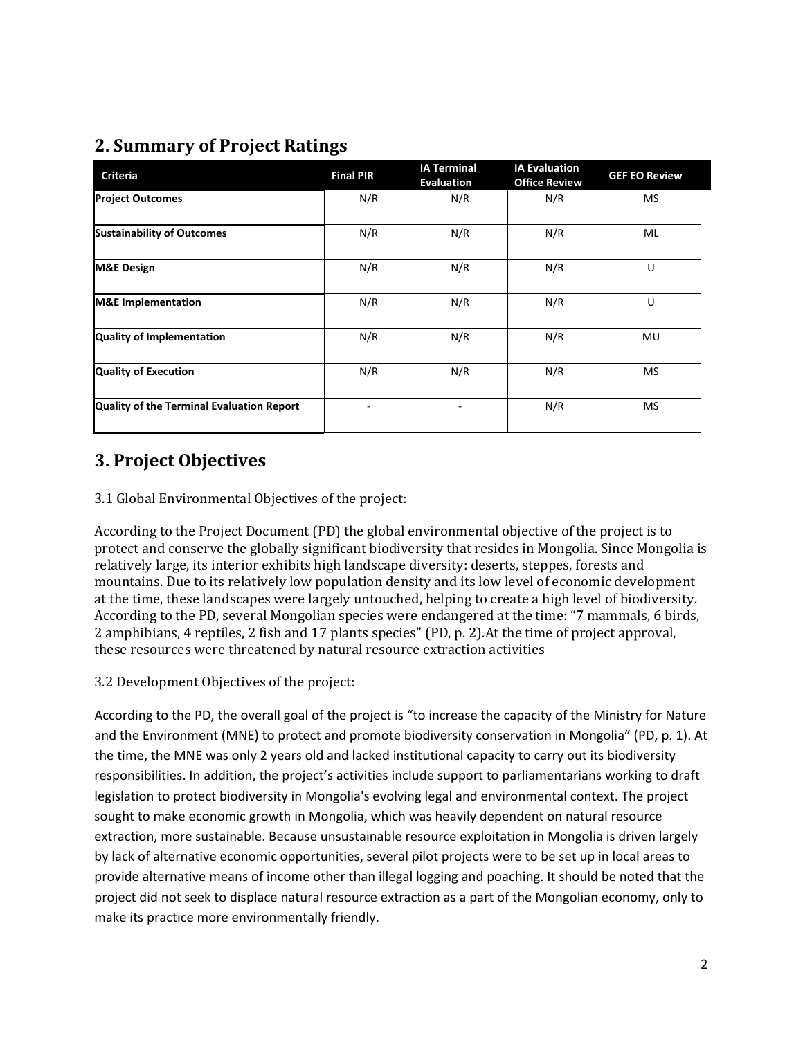## 2. Summary of Project Ratings

| Criteria | Final PIR | IA Terminal Evaluation | IA Evaluation Office Review | GEF EO Review |
|---|---|---|---|---|
| **Project Outcomes** | N/R | N/R | N/R | MS |
| **Sustainability of Outcomes** | N/R | N/R | N/R | ML |
| **M&E Design** | N/R | N/R | N/R | U |
| **M&E Implementation** | N/R | N/R | N/R | U |
| **Quality of Implementation** | N/R | N/R | N/R | MU |
| **Quality of Execution** | N/R | N/R | N/R | MS |
| **Quality of the Terminal Evaluation Report** | - | - | N/R | MS |

## 3. Project Objectives

3.1 Global Environmental Objectives of the project:

According to the Project Document (PD) the global environmental objective of the project is to protect and conserve the globally significant biodiversity that resides in Mongolia. Since Mongolia is relatively large, its interior exhibits high landscape diversity: deserts, steppes, forests and mountains. Due to its relatively low population density and its low level of economic development at the time, these landscapes were largely untouched, helping to create a high level of biodiversity. According to the PD, several Mongolian species were endangered at the time: "7 mammals, 6 birds, 2 amphibians, 4 reptiles, 2 fish and 17 plants species" (PD, p. 2).At the time of project approval, these resources were threatened by natural resource extraction activities

3.2 Development Objectives of the project:

According to the PD, the overall goal of the project is "to increase the capacity of the Ministry for Nature and the Environment (MNE) to protect and promote biodiversity conservation in Mongolia" (PD, p. 1). At the time, the MNE was only 2 years old and lacked institutional capacity to carry out its biodiversity responsibilities. In addition, the project's activities include support to parliamentarians working to draft legislation to protect biodiversity in Mongolia's evolving legal and environmental context. The project sought to make economic growth in Mongolia, which was heavily dependent on natural resource extraction, more sustainable. Because unsustainable resource exploitation in Mongolia is driven largely by lack of alternative economic opportunities, several pilot projects were to be set up in local areas to provide alternative means of income other than illegal logging and poaching. It should be noted that the project did not seek to displace natural resource extraction as a part of the Mongolian economy, only to make its practice more environmentally friendly.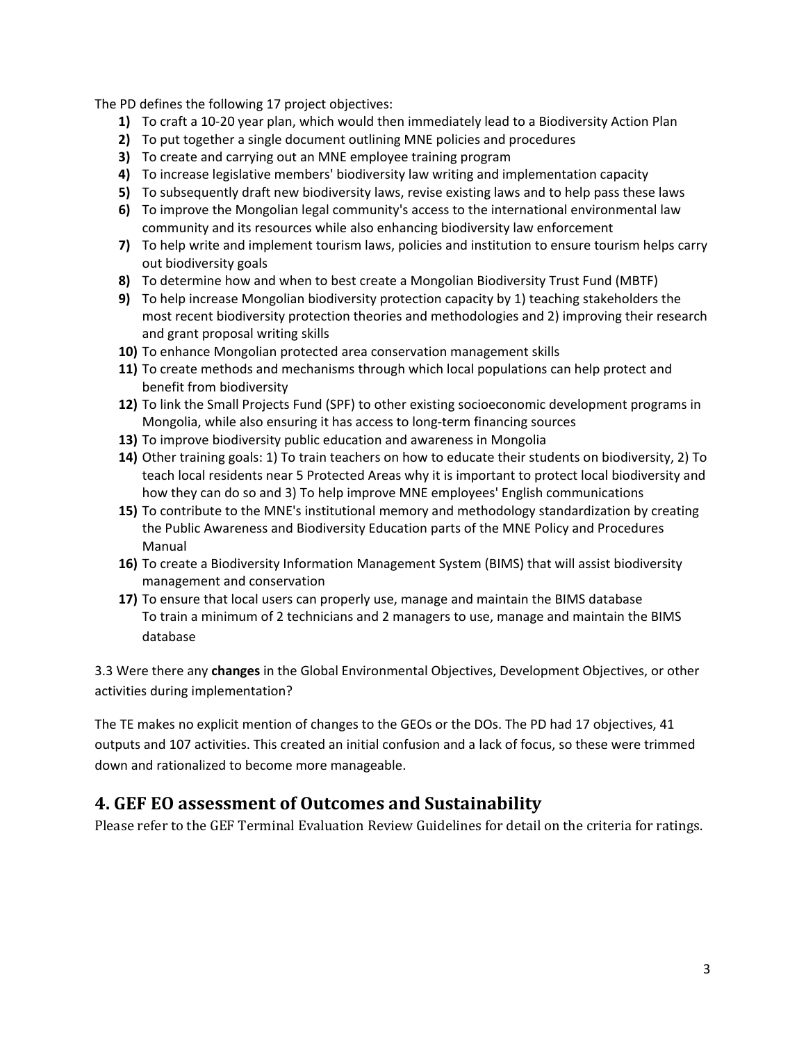The PD defines the following 17 project objectives:

1) To craft a 10-20 year plan, which would then immediately lead to a Biodiversity Action Plan
2) To put together a single document outlining MNE policies and procedures
3) To create and carrying out an MNE employee training program
4) To increase legislative members' biodiversity law writing and implementation capacity
5) To subsequently draft new biodiversity laws, revise existing laws and to help pass these laws
6) To improve the Mongolian legal community's access to the international environmental law community and its resources while also enhancing biodiversity law enforcement
7) To help write and implement tourism laws, policies and institution to ensure tourism helps carry out biodiversity goals
8) To determine how and when to best create a Mongolian Biodiversity Trust Fund (MBTF)
9) To help increase Mongolian biodiversity protection capacity by 1) teaching stakeholders the most recent biodiversity protection theories and methodologies and 2) improving their research and grant proposal writing skills
10) To enhance Mongolian protected area conservation management skills
11) To create methods and mechanisms through which local populations can help protect and benefit from biodiversity
12) To link the Small Projects Fund (SPF) to other existing socioeconomic development programs in Mongolia, while also ensuring it has access to long-term financing sources
13) To improve biodiversity public education and awareness in Mongolia
14) Other training goals: 1) To train teachers on how to educate their students on biodiversity, 2) To teach local residents near 5 Protected Areas why it is important to protect local biodiversity and how they can do so and 3) To help improve MNE employees' English communications
15) To contribute to the MNE's institutional memory and methodology standardization by creating the Public Awareness and Biodiversity Education parts of the MNE Policy and Procedures Manual
16) To create a Biodiversity Information Management System (BIMS) that will assist biodiversity management and conservation
17) To ensure that local users can properly use, manage and maintain the BIMS database
    To train a minimum of 2 technicians and 2 managers to use, manage and maintain the BIMS database

3.3 Were there any **changes** in the Global Environmental Objectives, Development Objectives, or other activities during implementation?

The TE makes no explicit mention of changes to the GEOs or the DOs. The PD had 17 objectives, 41 outputs and 107 activities. This created an initial confusion and a lack of focus, so these were trimmed down and rationalized to become more manageable.

## 4. GEF EO assessment of Outcomes and Sustainability

Please refer to the GEF Terminal Evaluation Review Guidelines for detail on the criteria for ratings.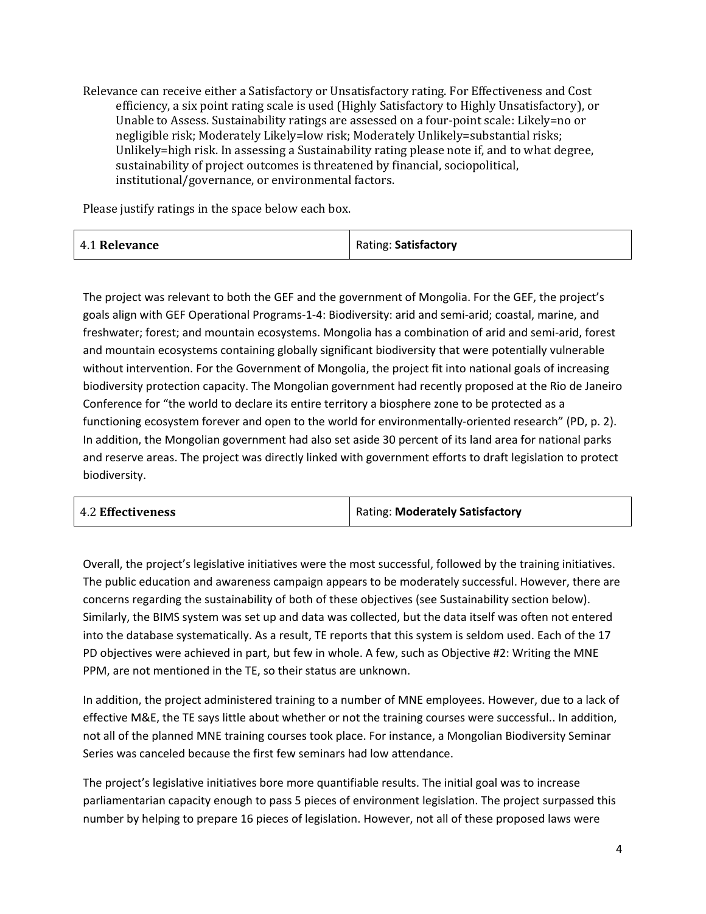Relevance can receive either a Satisfactory or Unsatisfactory rating. For Effectiveness and Cost efficiency, a six point rating scale is used (Highly Satisfactory to Highly Unsatisfactory), or Unable to Assess. Sustainability ratings are assessed on a four-point scale: Likely=no or negligible risk; Moderately Likely=low risk; Moderately Unlikely=substantial risks; Unlikely=high risk. In assessing a Sustainability rating please note if, and to what degree, sustainability of project outcomes is threatened by financial, sociopolitical, institutional/governance, or environmental factors.

Please justify ratings in the space below each box.

| 4.1 **Relevance** | Rating: **Satisfactory** |
|---|---|

The project was relevant to both the GEF and the government of Mongolia. For the GEF, the project's goals align with GEF Operational Programs-1-4: Biodiversity: arid and semi-arid; coastal, marine, and freshwater; forest; and mountain ecosystems. Mongolia has a combination of arid and semi-arid, forest and mountain ecosystems containing globally significant biodiversity that were potentially vulnerable without intervention. For the Government of Mongolia, the project fit into national goals of increasing biodiversity protection capacity. The Mongolian government had recently proposed at the Rio de Janeiro Conference for "the world to declare its entire territory a biosphere zone to be protected as a functioning ecosystem forever and open to the world for environmentally-oriented research" (PD, p. 2). In addition, the Mongolian government had also set aside 30 percent of its land area for national parks and reserve areas. The project was directly linked with government efforts to draft legislation to protect biodiversity.

| 4.2 **Effectiveness** | Rating: **Moderately Satisfactory** |
|---|---|

Overall, the project's legislative initiatives were the most successful, followed by the training initiatives. The public education and awareness campaign appears to be moderately successful. However, there are concerns regarding the sustainability of both of these objectives (see Sustainability section below). Similarly, the BIMS system was set up and data was collected, but the data itself was often not entered into the database systematically. As a result, TE reports that this system is seldom used. Each of the 17 PD objectives were achieved in part, but few in whole. A few, such as Objective #2: Writing the MNE PPM, are not mentioned in the TE, so their status are unknown.

In addition, the project administered training to a number of MNE employees. However, due to a lack of effective M&E, the TE says little about whether or not the training courses were successful.. In addition, not all of the planned MNE training courses took place. For instance, a Mongolian Biodiversity Seminar Series was canceled because the first few seminars had low attendance.

The project's legislative initiatives bore more quantifiable results. The initial goal was to increase parliamentarian capacity enough to pass 5 pieces of environment legislation. The project surpassed this number by helping to prepare 16 pieces of legislation. However, not all of these proposed laws were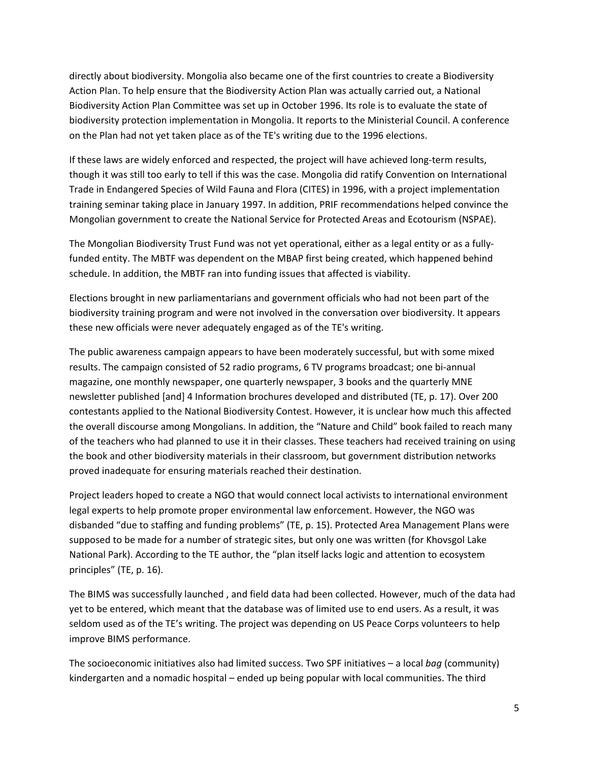directly about biodiversity. Mongolia also became one of the first countries to create a Biodiversity Action Plan. To help ensure that the Biodiversity Action Plan was actually carried out, a National Biodiversity Action Plan Committee was set up in October 1996. Its role is to evaluate the state of biodiversity protection implementation in Mongolia. It reports to the Ministerial Council. A conference on the Plan had not yet taken place as of the TE's writing due to the 1996 elections.

If these laws are widely enforced and respected, the project will have achieved long-term results, though it was still too early to tell if this was the case. Mongolia did ratify Convention on International Trade in Endangered Species of Wild Fauna and Flora (CITES) in 1996, with a project implementation training seminar taking place in January 1997. In addition, PRIF recommendations helped convince the Mongolian government to create the National Service for Protected Areas and Ecotourism (NSPAE).

The Mongolian Biodiversity Trust Fund was not yet operational, either as a legal entity or as a fully-funded entity. The MBTF was dependent on the MBAP first being created, which happened behind schedule. In addition, the MBTF ran into funding issues that affected is viability.

Elections brought in new parliamentarians and government officials who had not been part of the biodiversity training program and were not involved in the conversation over biodiversity. It appears these new officials were never adequately engaged as of the TE's writing.

The public awareness campaign appears to have been moderately successful, but with some mixed results. The campaign consisted of 52 radio programs, 6 TV programs broadcast; one bi-annual magazine, one monthly newspaper, one quarterly newspaper, 3 books and the quarterly MNE newsletter published [and] 4 Information brochures developed and distributed (TE, p. 17). Over 200 contestants applied to the National Biodiversity Contest. However, it is unclear how much this affected the overall discourse among Mongolians. In addition, the "Nature and Child" book failed to reach many of the teachers who had planned to use it in their classes. These teachers had received training on using the book and other biodiversity materials in their classroom, but government distribution networks proved inadequate for ensuring materials reached their destination.

Project leaders hoped to create a NGO that would connect local activists to international environment legal experts to help promote proper environmental law enforcement. However, the NGO was disbanded "due to staffing and funding problems" (TE, p. 15). Protected Area Management Plans were supposed to be made for a number of strategic sites, but only one was written (for Khovsgol Lake National Park). According to the TE author, the "plan itself lacks logic and attention to ecosystem principles" (TE, p. 16).

The BIMS was successfully launched , and field data had been collected. However, much of the data had yet to be entered, which meant that the database was of limited use to end users. As a result, it was seldom used as of the TE's writing. The project was depending on US Peace Corps volunteers to help improve BIMS performance.

The socioeconomic initiatives also had limited success. Two SPF initiatives – a local *bag* (community) kindergarten and a nomadic hospital – ended up being popular with local communities. The third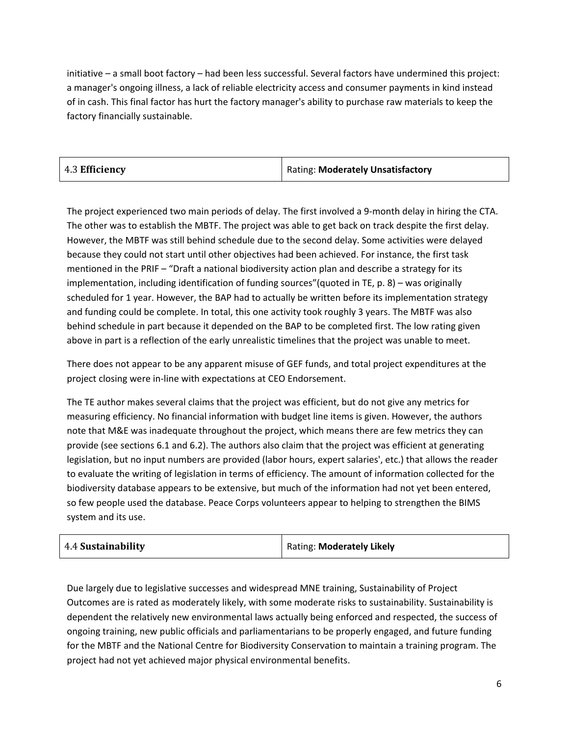initiative – a small boot factory – had been less successful. Several factors have undermined this project: a manager's ongoing illness, a lack of reliable electricity access and consumer payments in kind instead of in cash. This final factor has hurt the factory manager's ability to purchase raw materials to keep the factory financially sustainable.

| 4.3 **Efficiency** | Rating: **Moderately Unsatisfactory** |
|---|---|

The project experienced two main periods of delay. The first involved a 9-month delay in hiring the CTA. The other was to establish the MBTF. The project was able to get back on track despite the first delay. However, the MBTF was still behind schedule due to the second delay. Some activities were delayed because they could not start until other objectives had been achieved. For instance, the first task mentioned in the PRIF – "Draft a national biodiversity action plan and describe a strategy for its implementation, including identification of funding sources"(quoted in TE, p. 8) – was originally scheduled for 1 year. However, the BAP had to actually be written before its implementation strategy and funding could be complete. In total, this one activity took roughly 3 years. The MBTF was also behind schedule in part because it depended on the BAP to be completed first. The low rating given above in part is a reflection of the early unrealistic timelines that the project was unable to meet.

There does not appear to be any apparent misuse of GEF funds, and total project expenditures at the project closing were in-line with expectations at CEO Endorsement.

The TE author makes several claims that the project was efficient, but do not give any metrics for measuring efficiency. No financial information with budget line items is given. However, the authors note that M&E was inadequate throughout the project, which means there are few metrics they can provide (see sections 6.1 and 6.2). The authors also claim that the project was efficient at generating legislation, but no input numbers are provided (labor hours, expert salaries', etc.) that allows the reader to evaluate the writing of legislation in terms of efficiency. The amount of information collected for the biodiversity database appears to be extensive, but much of the information had not yet been entered, so few people used the database. Peace Corps volunteers appear to helping to strengthen the BIMS system and its use.

| 4.4 **Sustainability** | Rating: **Moderately Likely** |
|---|---|

Due largely due to legislative successes and widespread MNE training, Sustainability of Project Outcomes are is rated as moderately likely, with some moderate risks to sustainability. Sustainability is dependent the relatively new environmental laws actually being enforced and respected, the success of ongoing training, new public officials and parliamentarians to be properly engaged, and future funding for the MBTF and the National Centre for Biodiversity Conservation to maintain a training program. The project had not yet achieved major physical environmental benefits.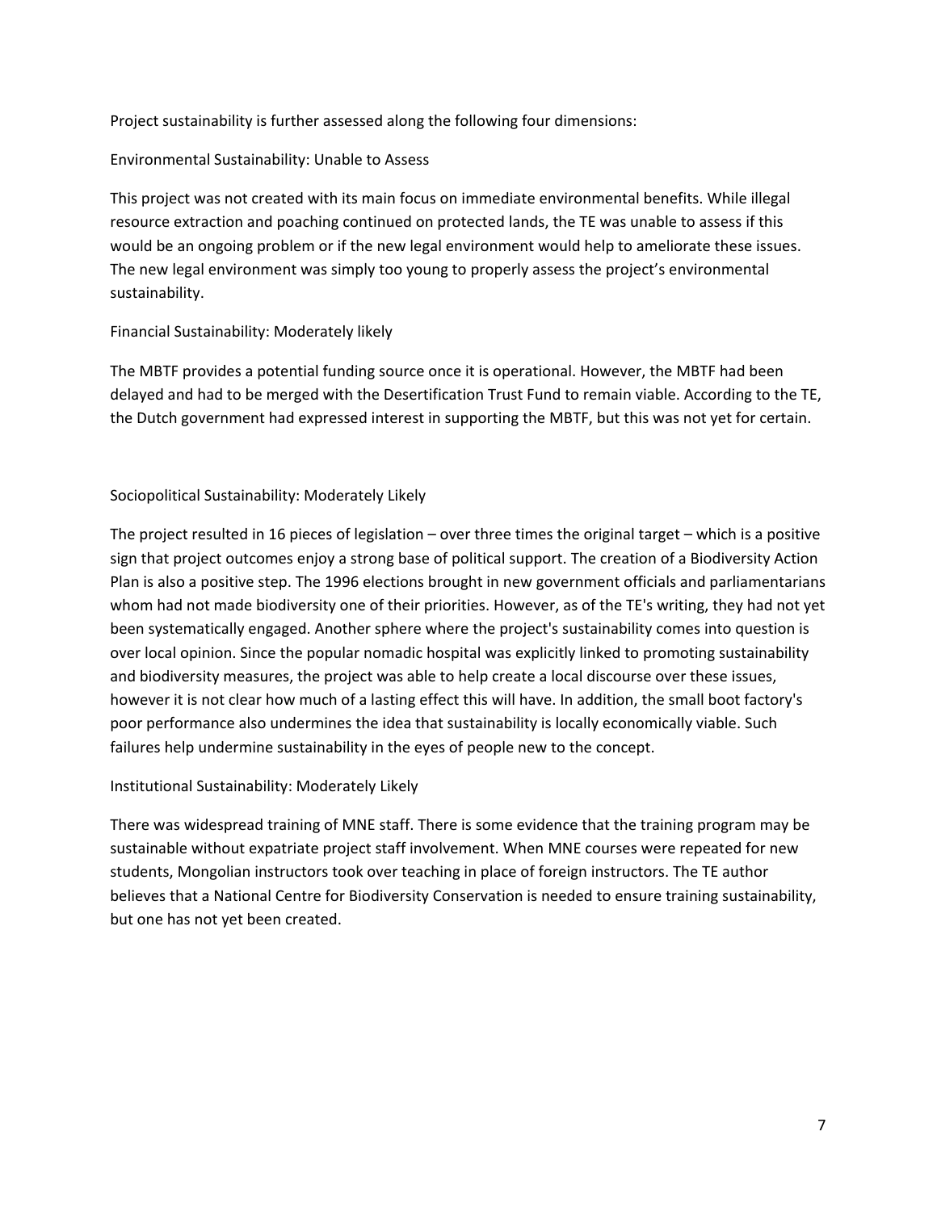Project sustainability is further assessed along the following four dimensions:

Environmental Sustainability: Unable to Assess

This project was not created with its main focus on immediate environmental benefits. While illegal resource extraction and poaching continued on protected lands, the TE was unable to assess if this would be an ongoing problem or if the new legal environment would help to ameliorate these issues. The new legal environment was simply too young to properly assess the project's environmental sustainability.

Financial Sustainability: Moderately likely

The MBTF provides a potential funding source once it is operational. However, the MBTF had been delayed and had to be merged with the Desertification Trust Fund to remain viable. According to the TE, the Dutch government had expressed interest in supporting the MBTF, but this was not yet for certain.

Sociopolitical Sustainability: Moderately Likely

The project resulted in 16 pieces of legislation – over three times the original target – which is a positive sign that project outcomes enjoy a strong base of political support. The creation of a Biodiversity Action Plan is also a positive step. The 1996 elections brought in new government officials and parliamentarians whom had not made biodiversity one of their priorities. However, as of the TE's writing, they had not yet been systematically engaged. Another sphere where the project's sustainability comes into question is over local opinion. Since the popular nomadic hospital was explicitly linked to promoting sustainability and biodiversity measures, the project was able to help create a local discourse over these issues, however it is not clear how much of a lasting effect this will have. In addition, the small boot factory's poor performance also undermines the idea that sustainability is locally economically viable. Such failures help undermine sustainability in the eyes of people new to the concept.

Institutional Sustainability: Moderately Likely

There was widespread training of MNE staff. There is some evidence that the training program may be sustainable without expatriate project staff involvement. When MNE courses were repeated for new students, Mongolian instructors took over teaching in place of foreign instructors. The TE author believes that a National Centre for Biodiversity Conservation is needed to ensure training sustainability, but one has not yet been created.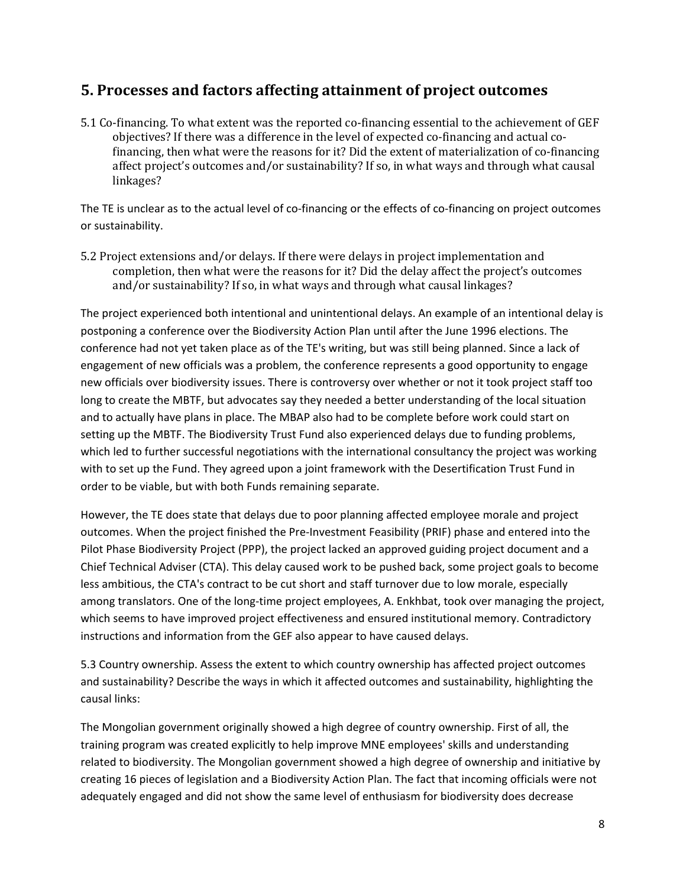## 5. Processes and factors affecting attainment of project outcomes

5.1 Co-financing. To what extent was the reported co-financing essential to the achievement of GEF objectives? If there was a difference in the level of expected co-financing and actual co-financing, then what were the reasons for it? Did the extent of materialization of co-financing affect project's outcomes and/or sustainability? If so, in what ways and through what causal linkages?

The TE is unclear as to the actual level of co-financing or the effects of co-financing on project outcomes or sustainability.

5.2 Project extensions and/or delays. If there were delays in project implementation and completion, then what were the reasons for it? Did the delay affect the project's outcomes and/or sustainability? If so, in what ways and through what causal linkages?

The project experienced both intentional and unintentional delays. An example of an intentional delay is postponing a conference over the Biodiversity Action Plan until after the June 1996 elections. The conference had not yet taken place as of the TE's writing, but was still being planned. Since a lack of engagement of new officials was a problem, the conference represents a good opportunity to engage new officials over biodiversity issues. There is controversy over whether or not it took project staff too long to create the MBTF, but advocates say they needed a better understanding of the local situation and to actually have plans in place. The MBAP also had to be complete before work could start on setting up the MBTF. The Biodiversity Trust Fund also experienced delays due to funding problems, which led to further successful negotiations with the international consultancy the project was working with to set up the Fund. They agreed upon a joint framework with the Desertification Trust Fund in order to be viable, but with both Funds remaining separate.

However, the TE does state that delays due to poor planning affected employee morale and project outcomes. When the project finished the Pre-Investment Feasibility (PRIF) phase and entered into the Pilot Phase Biodiversity Project (PPP), the project lacked an approved guiding project document and a Chief Technical Adviser (CTA). This delay caused work to be pushed back, some project goals to become less ambitious, the CTA's contract to be cut short and staff turnover due to low morale, especially among translators. One of the long-time project employees, A. Enkhbat, took over managing the project, which seems to have improved project effectiveness and ensured institutional memory. Contradictory instructions and information from the GEF also appear to have caused delays.

5.3 Country ownership. Assess the extent to which country ownership has affected project outcomes and sustainability? Describe the ways in which it affected outcomes and sustainability, highlighting the causal links:

The Mongolian government originally showed a high degree of country ownership. First of all, the training program was created explicitly to help improve MNE employees' skills and understanding related to biodiversity. The Mongolian government showed a high degree of ownership and initiative by creating 16 pieces of legislation and a Biodiversity Action Plan. The fact that incoming officials were not adequately engaged and did not show the same level of enthusiasm for biodiversity does decrease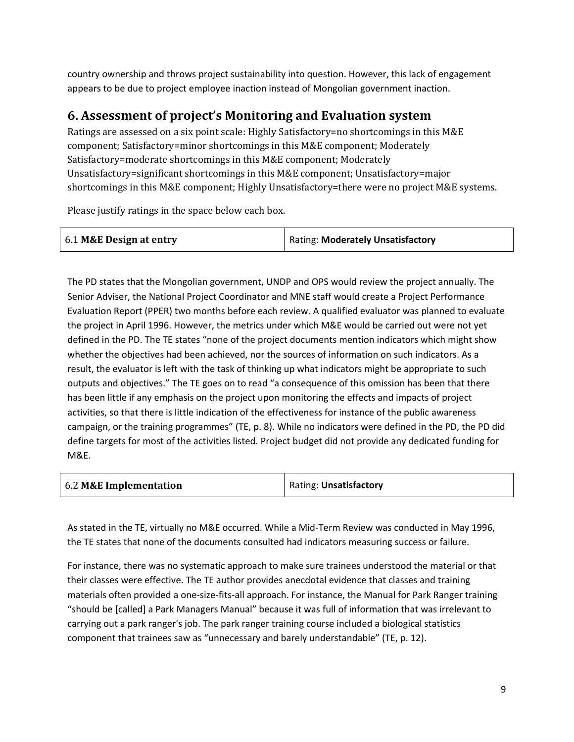country ownership and throws project sustainability into question. However, this lack of engagement appears to be due to project employee inaction instead of Mongolian government inaction.

## 6. Assessment of project's Monitoring and Evaluation system

Ratings are assessed on a six point scale: Highly Satisfactory=no shortcomings in this M&E component; Satisfactory=minor shortcomings in this M&E component; Moderately Satisfactory=moderate shortcomings in this M&E component; Moderately Unsatisfactory=significant shortcomings in this M&E component; Unsatisfactory=major shortcomings in this M&E component; Highly Unsatisfactory=there were no project M&E systems.

Please justify ratings in the space below each box.

| 6.1 **M&E Design at entry** | Rating: **Moderately Unsatisfactory** |
|---|---|

The PD states that the Mongolian government, UNDP and OPS would review the project annually. The Senior Adviser, the National Project Coordinator and MNE staff would create a Project Performance Evaluation Report (PPER) two months before each review. A qualified evaluator was planned to evaluate the project in April 1996. However, the metrics under which M&E would be carried out were not yet defined in the PD. The TE states "none of the project documents mention indicators which might show whether the objectives had been achieved, nor the sources of information on such indicators. As a result, the evaluator is left with the task of thinking up what indicators might be appropriate to such outputs and objectives." The TE goes on to read "a consequence of this omission has been that there has been little if any emphasis on the project upon monitoring the effects and impacts of project activities, so that there is little indication of the effectiveness for instance of the public awareness campaign, or the training programmes" (TE, p. 8). While no indicators were defined in the PD, the PD did define targets for most of the activities listed. Project budget did not provide any dedicated funding for M&E.

| 6.2 **M&E Implementation** | Rating: **Unsatisfactory** |
|---|---|

As stated in the TE, virtually no M&E occurred. While a Mid-Term Review was conducted in May 1996, the TE states that none of the documents consulted had indicators measuring success or failure.

For instance, there was no systematic approach to make sure trainees understood the material or that their classes were effective. The TE author provides anecdotal evidence that classes and training materials often provided a one-size-fits-all approach. For instance, the Manual for Park Ranger training "should be [called] a Park Managers Manual" because it was full of information that was irrelevant to carrying out a park ranger's job. The park ranger training course included a biological statistics component that trainees saw as "unnecessary and barely understandable" (TE, p. 12).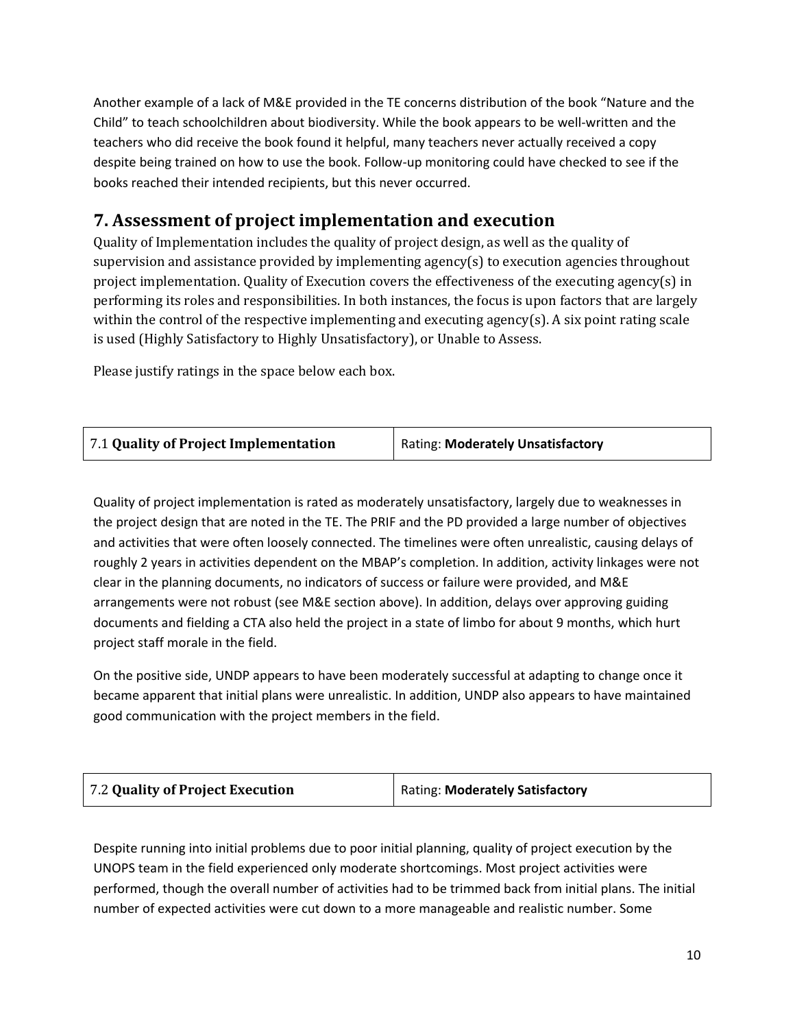Another example of a lack of M&E provided in the TE concerns distribution of the book "Nature and the Child" to teach schoolchildren about biodiversity. While the book appears to be well-written and the teachers who did receive the book found it helpful, many teachers never actually received a copy despite being trained on how to use the book. Follow-up monitoring could have checked to see if the books reached their intended recipients, but this never occurred.

## 7. Assessment of project implementation and execution

Quality of Implementation includes the quality of project design, as well as the quality of supervision and assistance provided by implementing agency(s) to execution agencies throughout project implementation. Quality of Execution covers the effectiveness of the executing agency(s) in performing its roles and responsibilities. In both instances, the focus is upon factors that are largely within the control of the respective implementing and executing agency(s). A six point rating scale is used (Highly Satisfactory to Highly Unsatisfactory), or Unable to Assess.

Please justify ratings in the space below each box.

| 7.1 **Quality of Project Implementation** | Rating: **Moderately Unsatisfactory** |
|---|---|

Quality of project implementation is rated as moderately unsatisfactory, largely due to weaknesses in the project design that are noted in the TE. The PRIF and the PD provided a large number of objectives and activities that were often loosely connected. The timelines were often unrealistic, causing delays of roughly 2 years in activities dependent on the MBAP's completion. In addition, activity linkages were not clear in the planning documents, no indicators of success or failure were provided, and M&E arrangements were not robust (see M&E section above). In addition, delays over approving guiding documents and fielding a CTA also held the project in a state of limbo for about 9 months, which hurt project staff morale in the field.

On the positive side, UNDP appears to have been moderately successful at adapting to change once it became apparent that initial plans were unrealistic. In addition, UNDP also appears to have maintained good communication with the project members in the field.

| 7.2 **Quality of Project Execution** | Rating: **Moderately Satisfactory** |
|---|---|

Despite running into initial problems due to poor initial planning, quality of project execution by the UNOPS team in the field experienced only moderate shortcomings. Most project activities were performed, though the overall number of activities had to be trimmed back from initial plans. The initial number of expected activities were cut down to a more manageable and realistic number. Some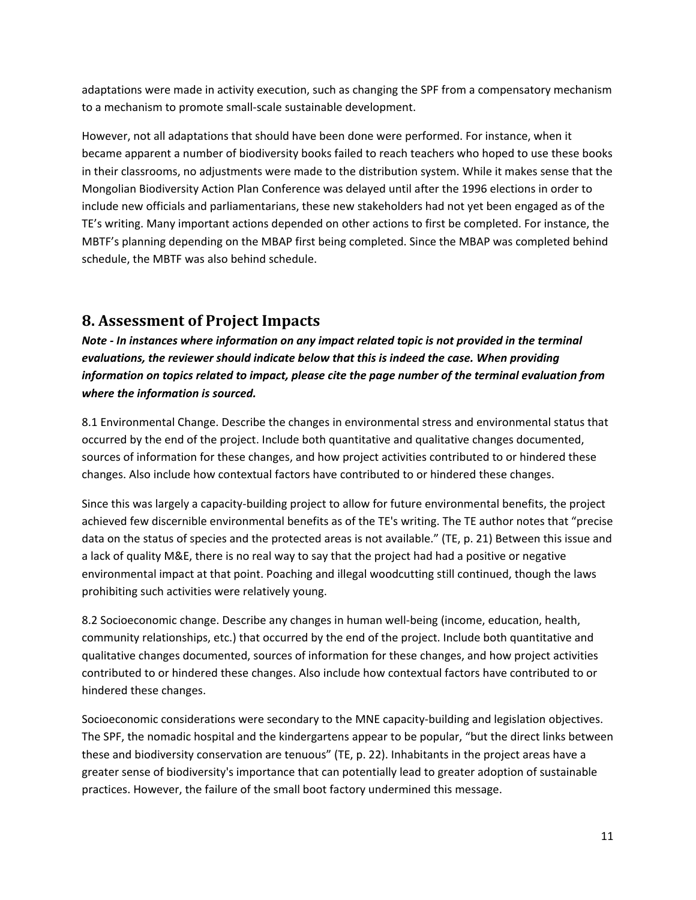adaptations were made in activity execution, such as changing the SPF from a compensatory mechanism to a mechanism to promote small-scale sustainable development.

However, not all adaptations that should have been done were performed. For instance, when it became apparent a number of biodiversity books failed to reach teachers who hoped to use these books in their classrooms, no adjustments were made to the distribution system. While it makes sense that the Mongolian Biodiversity Action Plan Conference was delayed until after the 1996 elections in order to include new officials and parliamentarians, these new stakeholders had not yet been engaged as of the TE's writing. Many important actions depended on other actions to first be completed. For instance, the MBTF's planning depending on the MBAP first being completed. Since the MBAP was completed behind schedule, the MBTF was also behind schedule.

## 8. Assessment of Project Impacts

***Note - In instances where information on any impact related topic is not provided in the terminal evaluations, the reviewer should indicate below that this is indeed the case. When providing information on topics related to impact, please cite the page number of the terminal evaluation from where the information is sourced.***

8.1 Environmental Change. Describe the changes in environmental stress and environmental status that occurred by the end of the project. Include both quantitative and qualitative changes documented, sources of information for these changes, and how project activities contributed to or hindered these changes. Also include how contextual factors have contributed to or hindered these changes.

Since this was largely a capacity-building project to allow for future environmental benefits, the project achieved few discernible environmental benefits as of the TE's writing. The TE author notes that "precise data on the status of species and the protected areas is not available." (TE, p. 21) Between this issue and a lack of quality M&E, there is no real way to say that the project had had a positive or negative environmental impact at that point. Poaching and illegal woodcutting still continued, though the laws prohibiting such activities were relatively young.

8.2 Socioeconomic change. Describe any changes in human well-being (income, education, health, community relationships, etc.) that occurred by the end of the project. Include both quantitative and qualitative changes documented, sources of information for these changes, and how project activities contributed to or hindered these changes. Also include how contextual factors have contributed to or hindered these changes.

Socioeconomic considerations were secondary to the MNE capacity-building and legislation objectives. The SPF, the nomadic hospital and the kindergartens appear to be popular, "but the direct links between these and biodiversity conservation are tenuous" (TE, p. 22). Inhabitants in the project areas have a greater sense of biodiversity's importance that can potentially lead to greater adoption of sustainable practices. However, the failure of the small boot factory undermined this message.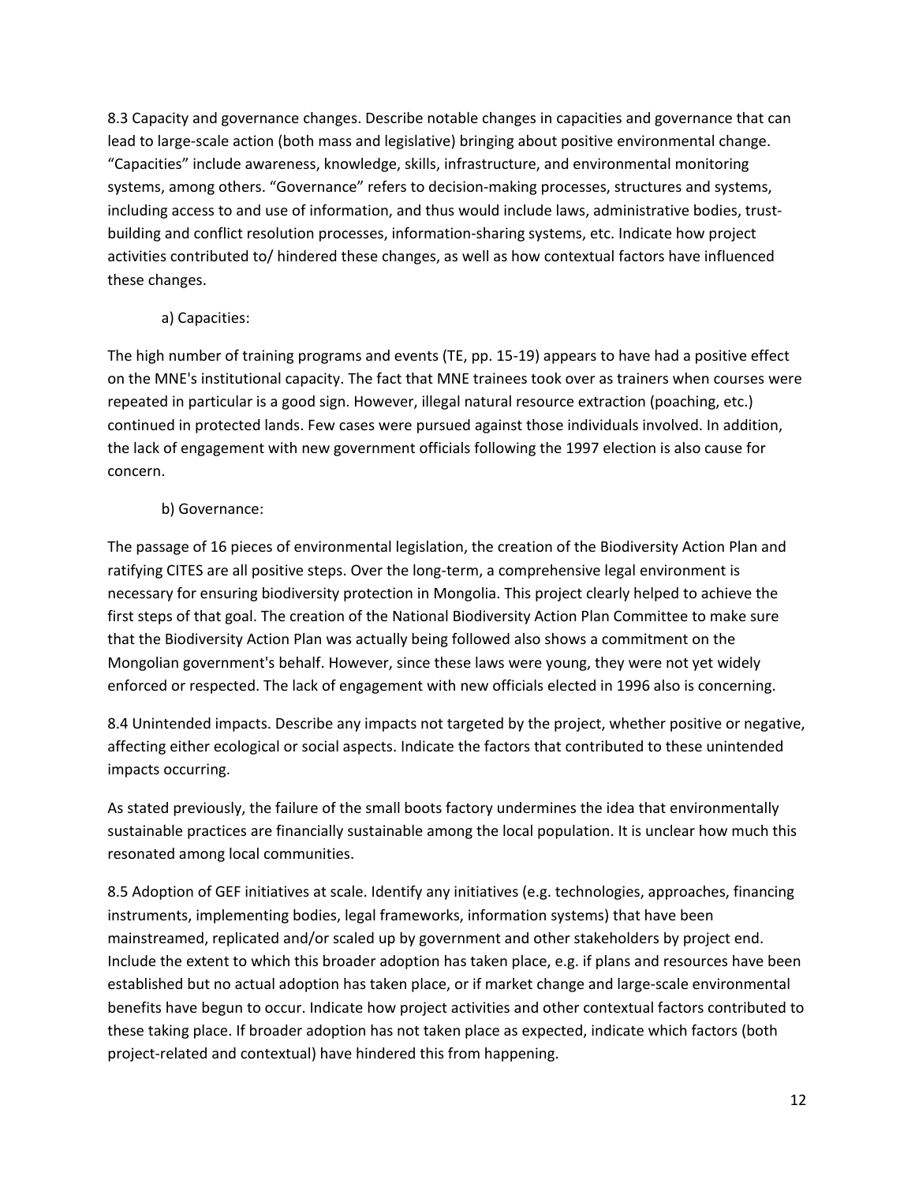8.3 Capacity and governance changes. Describe notable changes in capacities and governance that can lead to large-scale action (both mass and legislative) bringing about positive environmental change. "Capacities" include awareness, knowledge, skills, infrastructure, and environmental monitoring systems, among others. "Governance" refers to decision-making processes, structures and systems, including access to and use of information, and thus would include laws, administrative bodies, trust-building and conflict resolution processes, information-sharing systems, etc. Indicate how project activities contributed to/ hindered these changes, as well as how contextual factors have influenced these changes.

a) Capacities:

The high number of training programs and events (TE, pp. 15-19) appears to have had a positive effect on the MNE's institutional capacity. The fact that MNE trainees took over as trainers when courses were repeated in particular is a good sign. However, illegal natural resource extraction (poaching, etc.) continued in protected lands. Few cases were pursued against those individuals involved. In addition, the lack of engagement with new government officials following the 1997 election is also cause for concern.

b) Governance:

The passage of 16 pieces of environmental legislation, the creation of the Biodiversity Action Plan and ratifying CITES are all positive steps. Over the long-term, a comprehensive legal environment is necessary for ensuring biodiversity protection in Mongolia. This project clearly helped to achieve the first steps of that goal. The creation of the National Biodiversity Action Plan Committee to make sure that the Biodiversity Action Plan was actually being followed also shows a commitment on the Mongolian government's behalf. However, since these laws were young, they were not yet widely enforced or respected. The lack of engagement with new officials elected in 1996 also is concerning.

8.4 Unintended impacts. Describe any impacts not targeted by the project, whether positive or negative, affecting either ecological or social aspects. Indicate the factors that contributed to these unintended impacts occurring.

As stated previously, the failure of the small boots factory undermines the idea that environmentally sustainable practices are financially sustainable among the local population. It is unclear how much this resonated among local communities.

8.5 Adoption of GEF initiatives at scale. Identify any initiatives (e.g. technologies, approaches, financing instruments, implementing bodies, legal frameworks, information systems) that have been mainstreamed, replicated and/or scaled up by government and other stakeholders by project end. Include the extent to which this broader adoption has taken place, e.g. if plans and resources have been established but no actual adoption has taken place, or if market change and large-scale environmental benefits have begun to occur. Indicate how project activities and other contextual factors contributed to these taking place. If broader adoption has not taken place as expected, indicate which factors (both project-related and contextual) have hindered this from happening.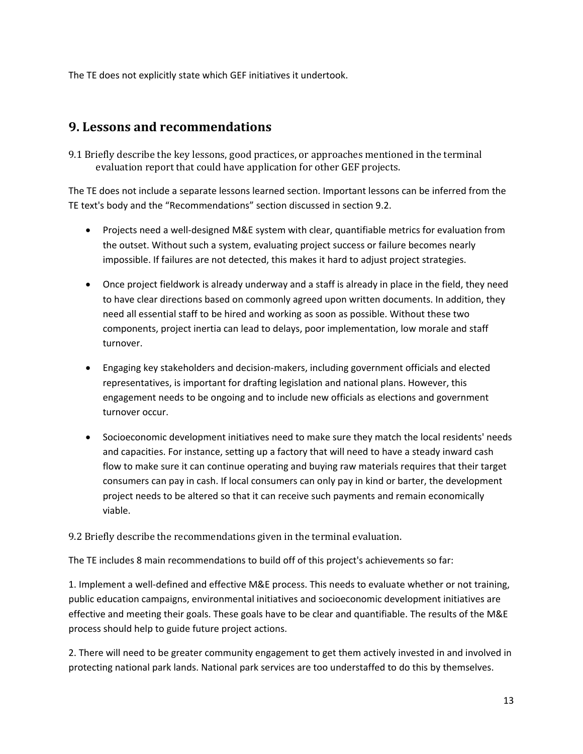The TE does not explicitly state which GEF initiatives it undertook.

## 9. Lessons and recommendations

9.1 Briefly describe the key lessons, good practices, or approaches mentioned in the terminal evaluation report that could have application for other GEF projects.

The TE does not include a separate lessons learned section. Important lessons can be inferred from the TE text's body and the "Recommendations" section discussed in section 9.2.

- Projects need a well-designed M&E system with clear, quantifiable metrics for evaluation from the outset. Without such a system, evaluating project success or failure becomes nearly impossible. If failures are not detected, this makes it hard to adjust project strategies.
- Once project fieldwork is already underway and a staff is already in place in the field, they need to have clear directions based on commonly agreed upon written documents. In addition, they need all essential staff to be hired and working as soon as possible. Without these two components, project inertia can lead to delays, poor implementation, low morale and staff turnover.
- Engaging key stakeholders and decision-makers, including government officials and elected representatives, is important for drafting legislation and national plans. However, this engagement needs to be ongoing and to include new officials as elections and government turnover occur.
- Socioeconomic development initiatives need to make sure they match the local residents' needs and capacities. For instance, setting up a factory that will need to have a steady inward cash flow to make sure it can continue operating and buying raw materials requires that their target consumers can pay in cash. If local consumers can only pay in kind or barter, the development project needs to be altered so that it can receive such payments and remain economically viable.

9.2 Briefly describe the recommendations given in the terminal evaluation.

The TE includes 8 main recommendations to build off of this project's achievements so far:

1. Implement a well-defined and effective M&E process. This needs to evaluate whether or not training, public education campaigns, environmental initiatives and socioeconomic development initiatives are effective and meeting their goals. These goals have to be clear and quantifiable. The results of the M&E process should help to guide future project actions.

2. There will need to be greater community engagement to get them actively invested in and involved in protecting national park lands. National park services are too understaffed to do this by themselves.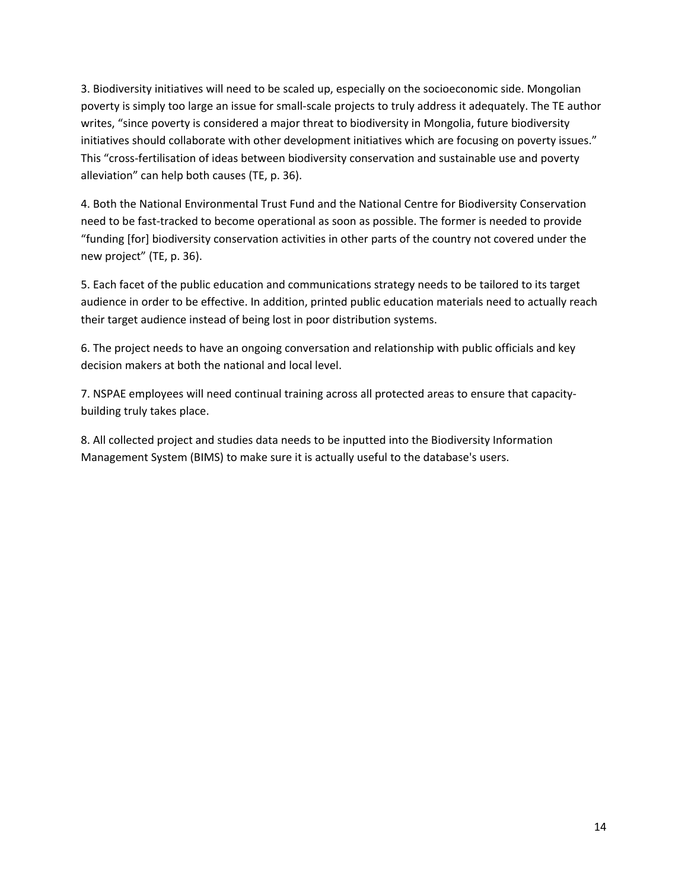3. Biodiversity initiatives will need to be scaled up, especially on the socioeconomic side. Mongolian poverty is simply too large an issue for small-scale projects to truly address it adequately. The TE author writes, “since poverty is considered a major threat to biodiversity in Mongolia, future biodiversity initiatives should collaborate with other development initiatives which are focusing on poverty issues.” This “cross-fertilisation of ideas between biodiversity conservation and sustainable use and poverty alleviation” can help both causes (TE, p. 36).

4. Both the National Environmental Trust Fund and the National Centre for Biodiversity Conservation need to be fast-tracked to become operational as soon as possible. The former is needed to provide “funding [for] biodiversity conservation activities in other parts of the country not covered under the new project” (TE, p. 36).

5. Each facet of the public education and communications strategy needs to be tailored to its target audience in order to be effective. In addition, printed public education materials need to actually reach their target audience instead of being lost in poor distribution systems.

6. The project needs to have an ongoing conversation and relationship with public officials and key decision makers at both the national and local level.

7. NSPAE employees will need continual training across all protected areas to ensure that capacity-building truly takes place.

8. All collected project and studies data needs to be inputted into the Biodiversity Information Management System (BIMS) to make sure it is actually useful to the database's users.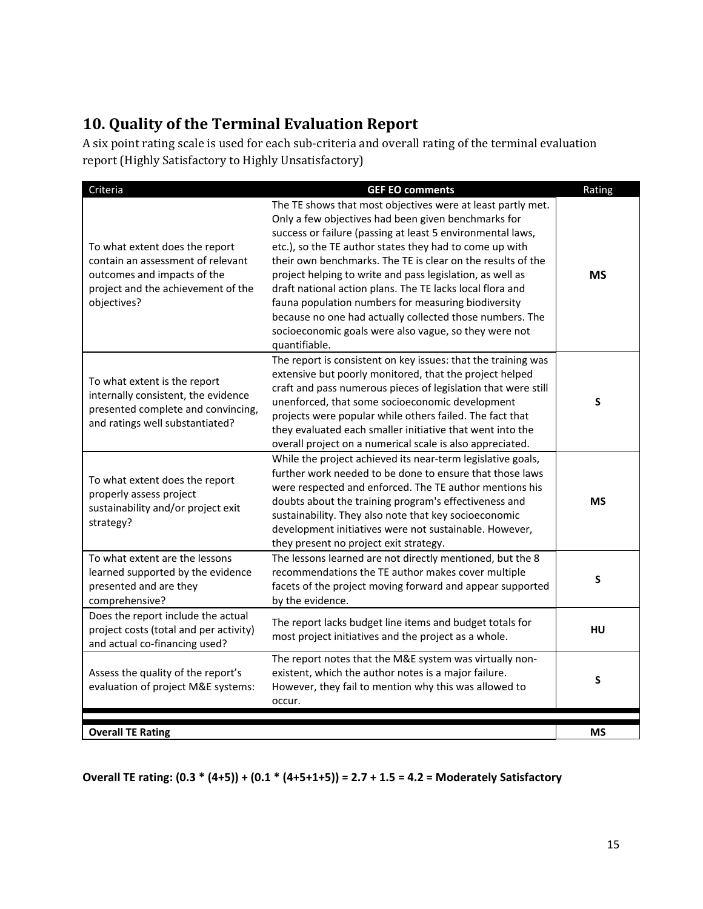## 10. Quality of the Terminal Evaluation Report

A six point rating scale is used for each sub-criteria and overall rating of the terminal evaluation report (Highly Satisfactory to Highly Unsatisfactory)

| Criteria | GEF EO comments | Rating |
|---|---|---|
| To what extent does the report contain an assessment of relevant outcomes and impacts of the project and the achievement of the objectives? | The TE shows that most objectives were at least partly met. Only a few objectives had been given benchmarks for success or failure (passing at least 5 environmental laws, etc.), so the TE author states they had to come up with their own benchmarks. The TE is clear on the results of the project helping to write and pass legislation, as well as draft national action plans. The TE lacks local flora and fauna population numbers for measuring biodiversity because no one had actually collected those numbers. The socioeconomic goals were also vague, so they were not quantifiable. | **MS** |
| To what extent is the report internally consistent, the evidence presented complete and convincing, and ratings well substantiated? | The report is consistent on key issues: that the training was extensive but poorly monitored, that the project helped craft and pass numerous pieces of legislation that were still unenforced, that some socioeconomic development projects were popular while others failed. The fact that they evaluated each smaller initiative that went into the overall project on a numerical scale is also appreciated. | **S** |
| To what extent does the report properly assess project sustainability and/or project exit strategy? | While the project achieved its near-term legislative goals, further work needed to be done to ensure that those laws were respected and enforced. The TE author mentions his doubts about the training program's effectiveness and sustainability. They also note that key socioeconomic development initiatives were not sustainable. However, they present no project exit strategy. | **MS** |
| To what extent are the lessons learned supported by the evidence presented and are they comprehensive? | The lessons learned are not directly mentioned, but the 8 recommendations the TE author makes cover multiple facets of the project moving forward and appear supported by the evidence. | **S** |
| Does the report include the actual project costs (total and per activity) and actual co-financing used? | The report lacks budget line items and budget totals for most project initiatives and the project as a whole. | **HU** |
| Assess the quality of the report's evaluation of project M&E systems: | The report notes that the M&E system was virtually non-existent, which the author notes is a major failure. However, they fail to mention why this was allowed to occur. | **S** |
| **Overall TE Rating** | | **MS** |

**Overall TE rating: (0.3 * (4+5)) + (0.1 * (4+5+1+5)) = 2.7 + 1.5 = 4.2 = Moderately Satisfactory**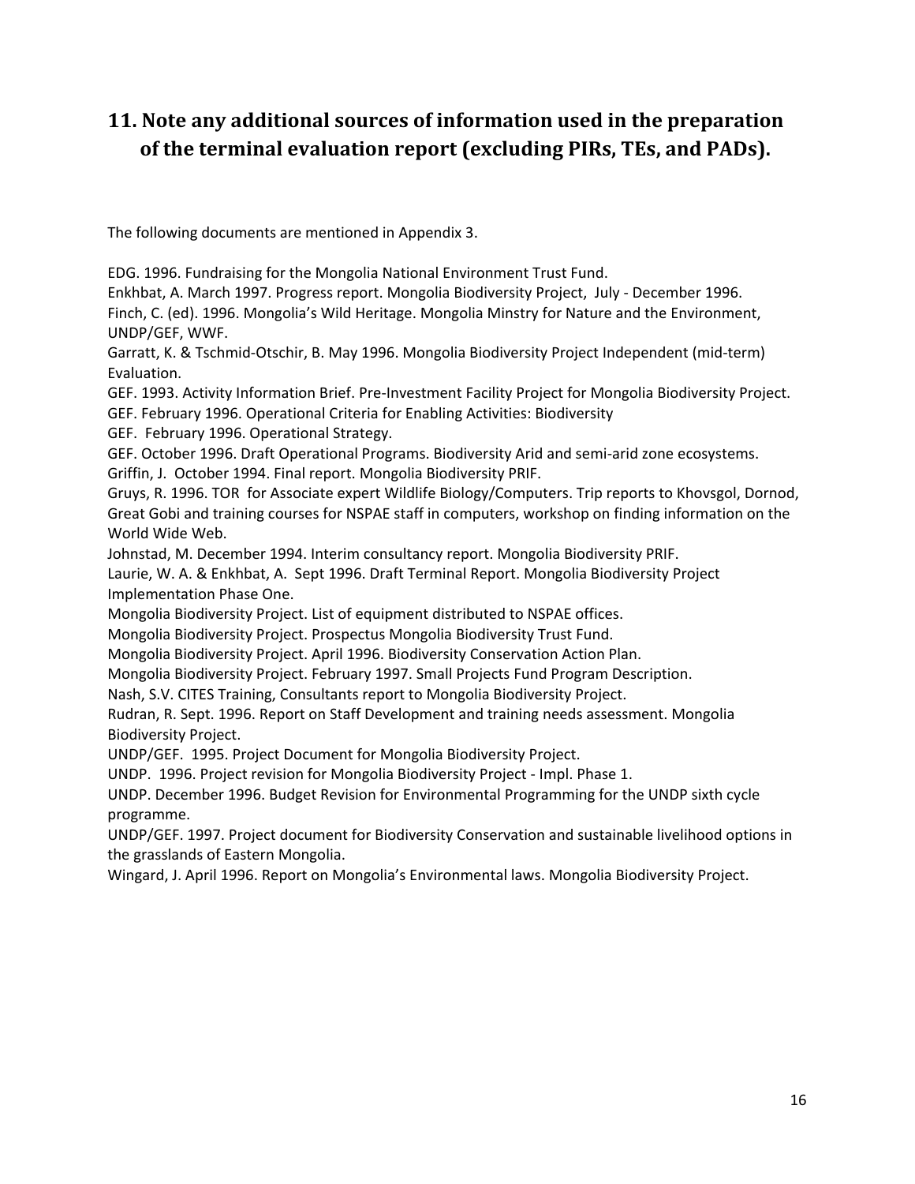## 11. Note any additional sources of information used in the preparation of the terminal evaluation report (excluding PIRs, TEs, and PADs).

The following documents are mentioned in Appendix 3.

EDG. 1996. Fundraising for the Mongolia National Environment Trust Fund.
Enkhbat, A. March 1997. Progress report. Mongolia Biodiversity Project, July - December 1996.
Finch, C. (ed). 1996. Mongolia's Wild Heritage. Mongolia Minstry for Nature and the Environment, UNDP/GEF, WWF.
Garratt, K. & Tschmid-Otschir, B. May 1996. Mongolia Biodiversity Project Independent (mid-term) Evaluation.
GEF. 1993. Activity Information Brief. Pre-Investment Facility Project for Mongolia Biodiversity Project.
GEF. February 1996. Operational Criteria for Enabling Activities: Biodiversity
GEF. February 1996. Operational Strategy.
GEF. October 1996. Draft Operational Programs. Biodiversity Arid and semi-arid zone ecosystems.
Griffin, J. October 1994. Final report. Mongolia Biodiversity PRIF.
Gruys, R. 1996. TOR for Associate expert Wildlife Biology/Computers. Trip reports to Khovsgol, Dornod, Great Gobi and training courses for NSPAE staff in computers, workshop on finding information on the World Wide Web.
Johnstad, M. December 1994. Interim consultancy report. Mongolia Biodiversity PRIF.
Laurie, W. A. & Enkhbat, A. Sept 1996. Draft Terminal Report. Mongolia Biodiversity Project Implementation Phase One.
Mongolia Biodiversity Project. List of equipment distributed to NSPAE offices.
Mongolia Biodiversity Project. Prospectus Mongolia Biodiversity Trust Fund.
Mongolia Biodiversity Project. April 1996. Biodiversity Conservation Action Plan.
Mongolia Biodiversity Project. February 1997. Small Projects Fund Program Description.
Nash, S.V. CITES Training, Consultants report to Mongolia Biodiversity Project.
Rudran, R. Sept. 1996. Report on Staff Development and training needs assessment. Mongolia Biodiversity Project.
UNDP/GEF. 1995. Project Document for Mongolia Biodiversity Project.
UNDP. 1996. Project revision for Mongolia Biodiversity Project - Impl. Phase 1.
UNDP. December 1996. Budget Revision for Environmental Programming for the UNDP sixth cycle programme.
UNDP/GEF. 1997. Project document for Biodiversity Conservation and sustainable livelihood options in the grasslands of Eastern Mongolia.
Wingard, J. April 1996. Report on Mongolia's Environmental laws. Mongolia Biodiversity Project.